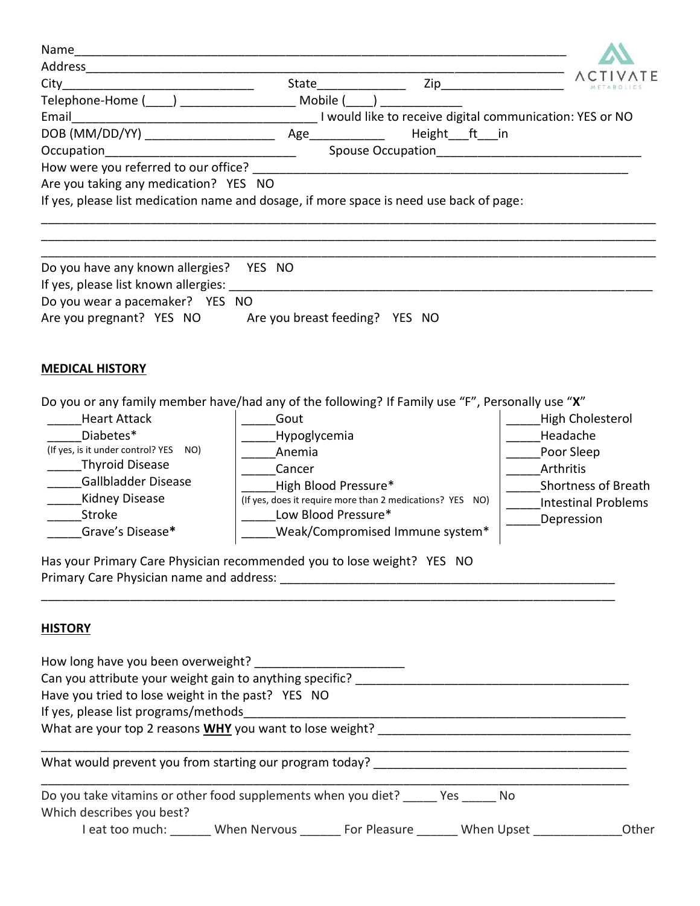ACTIVATE METABOLICS

Name_______________________________________________________________________

Address_____________________________________________________________________

City____________________________ State_____________ Zip_________________

Telephone-Home (____) ________________ Mobile (____) ____________

Email____________________________________ I would like to receive digital communication: YES or NO

DOB (MM/DD/YY) ___________________ Age___________ Height___ft___in

Occupation__________________________ Spouse Occupation_____________________________

How were you referred to our office? ______________________________________________________

Are you taking any medication? YES NO

If yes, please list medication name and dosage, if more space is need use back of page:

_____________________________________________________________________________________

_____________________________________________________________________________________

_____________________________________________________________________________________

Do you have any known allergies? YES NO

If yes, please list known allergies: ________________________________________________________

Do you wear a pacemaker? YES NO

Are you pregnant? YES NO Are you breast feeding? YES NO

## MEDICAL HISTORY

Do you or any family member have/had any of the following? If Family use "F", Personally use "**X**"

_____Heart Attack

_____Diabetes*

(If yes, is it under control? YES NO)

_____Thyroid Disease

_____Gallbladder Disease

_____Kidney Disease

_____Stroke

_____Grave's Disease*

_____Gout

_____Hypoglycemia

_____Anemia

_____Cancer

_____High Blood Pressure*

(If yes, does it require more than 2 medications? YES NO)

_____Low Blood Pressure*

_____Weak/Compromised Immune system*

_____High Cholesterol

_____Headache

_____Poor Sleep

_____Arthritis

_____Shortness of Breath

_____Intestinal Problems

_____Depression

Has your Primary Care Physician recommended you to lose weight? YES NO

Primary Care Physician name and address: ___________________________________________________

_____________________________________________________________________________________

## HISTORY

How long have you been overweight? _____________________

Can you attribute your weight gain to anything specific? _________________________________________

Have you tried to lose weight in the past? YES NO

If yes, please list programs/methods__________________________________________________________

What are your top 2 reasons **WHY** you want to lose weight? ____________________________________

_____________________________________________________________________________________

What would prevent you from starting our program today? ______________________________________

_____________________________________________________________________________________

Do you take vitamins or other food supplements when you diet? _____ Yes _____ No

Which describes you best?

I eat too much: ______ When Nervous ______ For Pleasure ______ When Upset _____________Other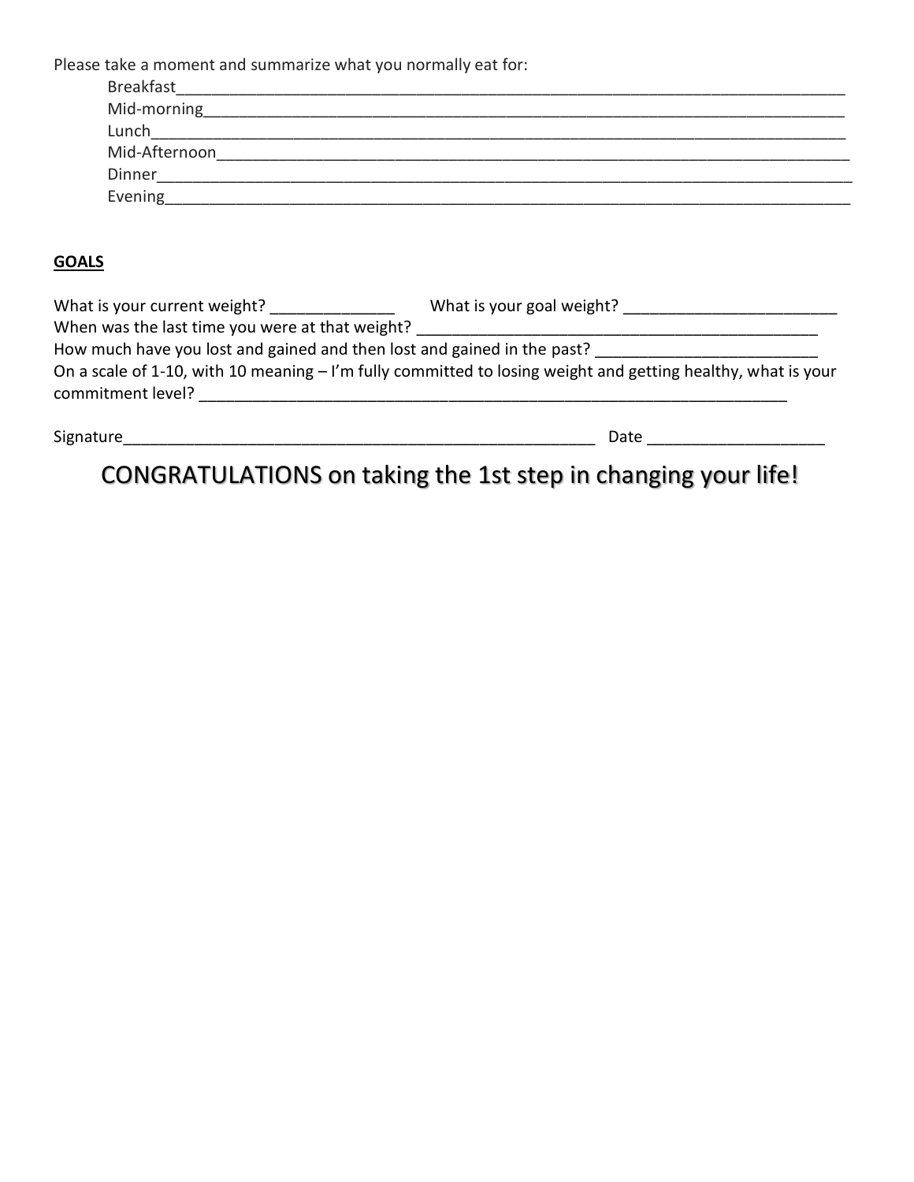Please take a moment and summarize what you normally eat for:

Breakfast_______________________________________________________________________________

Mid-morning_____________________________________________________________________________

Lunch___________________________________________________________________________________

Mid-Afternoon___________________________________________________________________________

Dinner__________________________________________________________________________________

Evening_________________________________________________________________________________

**GOALS**

What is your current weight? ______________ What is your goal weight? ________________________

When was the last time you were at that weight? _______________________________________________

How much have you lost and gained and then lost and gained in the past? _________________________

On a scale of 1-10, with 10 meaning – I'm fully committed to losing weight and getting healthy, what is your commitment level? _________________________________________________________________

Signature_______________________________________________________ Date ____________________

## CONGRATULATIONS on taking the 1st step in changing your life!